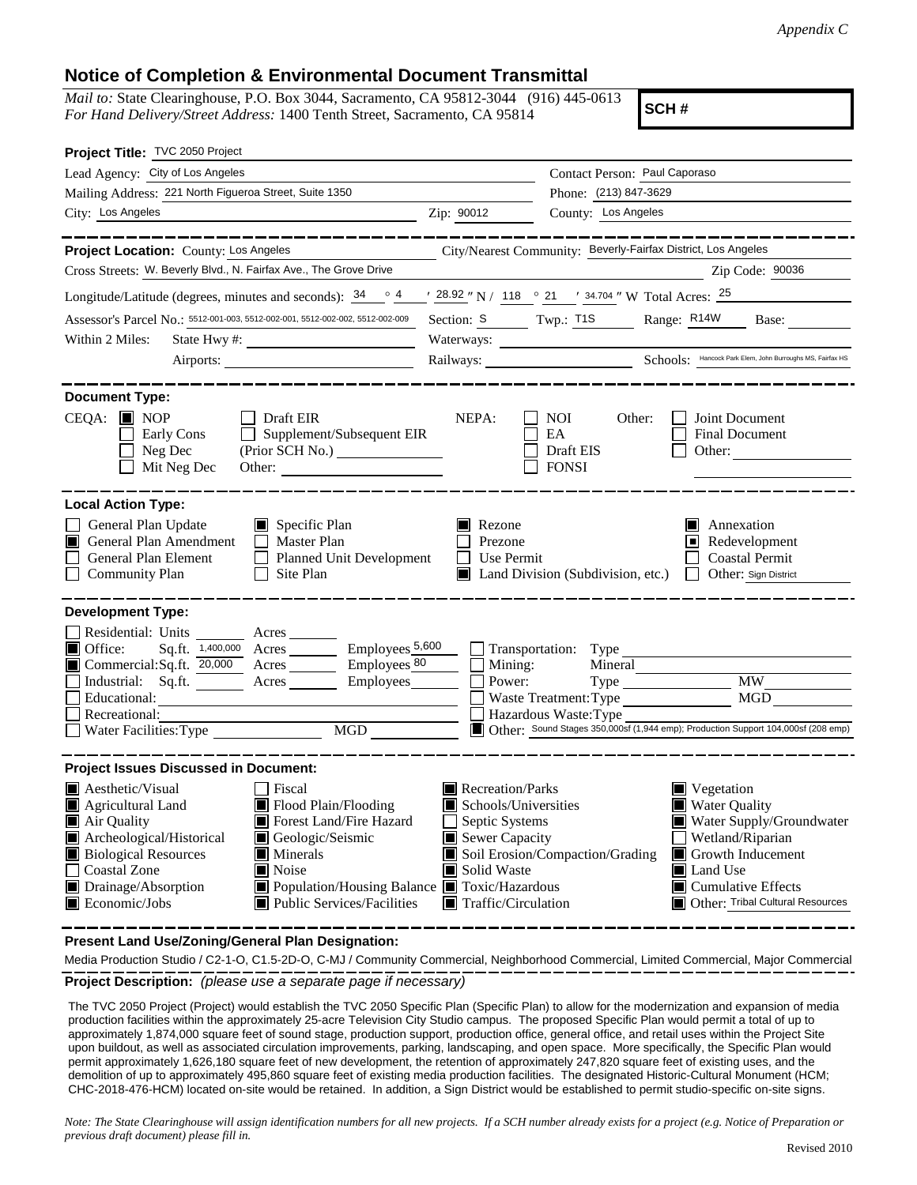*Appendix C*

## Notice of Completion & Environmental Document Transmittal

*Mail to:* State Clearinghouse, P.O. Box 3044, Sacramento, CA 95812-3044 (916) 445-0613
*For Hand Delivery/Street Address:* 1400 Tenth Street, Sacramento, CA 95814

**SCH #**

**Project Title:** TVC 2050 Project

Lead Agency: City of Los Angeles
Contact Person: Paul Caporaso
Mailing Address: 221 North Figueroa Street, Suite 1350
Phone: (213) 847-3629
City: Los Angeles Zip: 90012
County: Los Angeles

**Project Location:** County: Los Angeles City/Nearest Community: Beverly-Fairfax District, Los Angeles
Cross Streets: W. Beverly Blvd., N. Fairfax Ave., The Grove Drive Zip Code: 90036

Longitude/Latitude (degrees, minutes and seconds): 34 ° 4 ′ 28.92 ″ N / 118 ° 21 ′ 34.704 ″ W Total Acres: 25

Assessor's Parcel No.: 5512-001-003, 5512-002-001, 5512-002-002, 5512-002-009 Section: S Twp.: T1S Range: R14W Base:

Within 2 Miles: State Hwy #: Waterways:
Airports: Railways: Schools: Hancock Park Elem, John Burroughs MS, Fairfax HS

**Document Type:**

CEQA: ■ NOP ☐ Draft EIR ☐ Early Cons ☐ Supplement/Subsequent EIR ☐ Neg Dec (Prior SCH No.) ☐ Mit Neg Dec Other:

NEPA: ☐ NOI ☐ EA ☐ Draft EIS ☐ FONSI

Other: ☐ Joint Document ☐ Final Document ☐ Other:

**Local Action Type:**

☐ General Plan Update ■ General Plan Amendment ☐ General Plan Element ☐ Community Plan
■ Specific Plan ☐ Master Plan ☐ Planned Unit Development ☐ Site Plan
■ Rezone ☐ Prezone ☐ Use Permit ■ Land Division (Subdivision, etc.)
■ Annexation ■ Redevelopment ☐ Coastal Permit ☐ Other: Sign District

**Development Type:**

☐ Residential: Units Acres
■ Office: Sq.ft. 1,400,000 Acres Employees 5,600
■ Commercial: Sq.ft. 20,000 Acres Employees 80
☐ Industrial: Sq.ft. Acres Employees
☐ Educational:
☐ Recreational:
☐ Water Facilities: Type MGD
☐ Transportation: Type
☐ Mining: Mineral
☐ Power: Type MW
☐ Waste Treatment: Type MGD
☐ Hazardous Waste: Type
■ Other: Sound Stages 350,000sf (1,944 emp); Production Support 104,000sf (208 emp)

**Project Issues Discussed in Document:**

■ Aesthetic/Visual ■ Agricultural Land ■ Air Quality ■ Archeological/Historical ■ Biological Resources ☐ Coastal Zone ■ Drainage/Absorption ■ Economic/Jobs
☐ Fiscal ■ Flood Plain/Flooding ■ Forest Land/Fire Hazard ■ Geologic/Seismic ■ Minerals ■ Noise ■ Population/Housing Balance ■ Public Services/Facilities
■ Recreation/Parks ■ Schools/Universities ☐ Septic Systems ■ Sewer Capacity ■ Soil Erosion/Compaction/Grading ■ Solid Waste ■ Toxic/Hazardous ■ Traffic/Circulation
■ Vegetation ■ Water Quality ■ Water Supply/Groundwater ☐ Wetland/Riparian ■ Growth Inducement ■ Land Use ■ Cumulative Effects ■ Other: Tribal Cultural Resources

**Present Land Use/Zoning/General Plan Designation:**

Media Production Studio / C2-1-O, C1.5-2D-O, C-MJ / Community Commercial, Neighborhood Commercial, Limited Commercial, Major Commercial

**Project Description:** *(please use a separate page if necessary)*

The TVC 2050 Project (Project) would establish the TVC 2050 Specific Plan (Specific Plan) to allow for the modernization and expansion of media production facilities within the approximately 25-acre Television City Studio campus. The proposed Specific Plan would permit a total of up to approximately 1,874,000 square feet of sound stage, production support, production office, general office, and retail uses within the Project Site upon buildout, as well as associated circulation improvements, parking, landscaping, and open space. More specifically, the Specific Plan would permit approximately 1,626,180 square feet of new development, the retention of approximately 247,820 square feet of existing uses, and the demolition of up to approximately 495,860 square feet of existing media production facilities. The designated Historic-Cultural Monument (HCM; CHC-2018-476-HCM) located on-site would be retained. In addition, a Sign District would be established to permit studio-specific on-site signs.

*Note: The State Clearinghouse will assign identification numbers for all new projects. If a SCH number already exists for a project (e.g. Notice of Preparation or previous draft document) please fill in.*

Revised 2010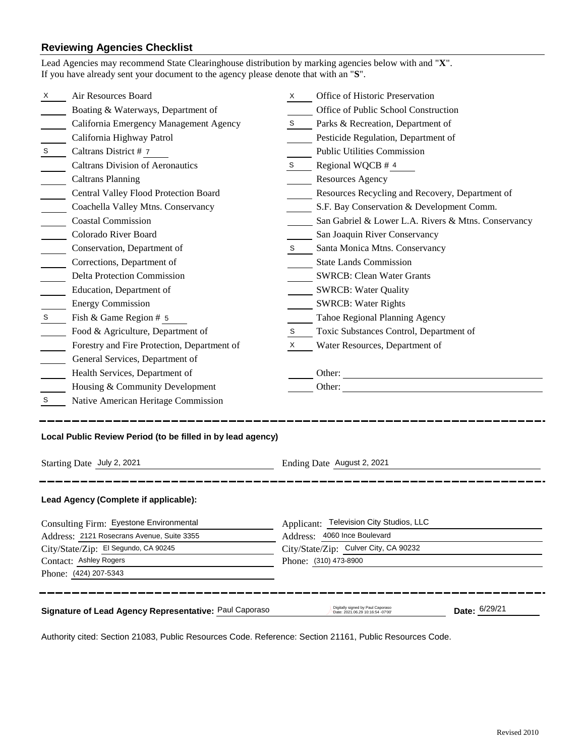## Reviewing Agencies Checklist

Lead Agencies may recommend State Clearinghouse distribution by marking agencies below with and "**X**".
If you have already sent your document to the agency please denote that with an "**S**".

| | | | |
|---|---|---|---|
| X | Air Resources Board | X | Office of Historic Preservation |
| | Boating & Waterways, Department of | | Office of Public School Construction |
| | California Emergency Management Agency | S | Parks & Recreation, Department of |
| | California Highway Patrol | | Pesticide Regulation, Department of |
| S | Caltrans District # 7 | | Public Utilities Commission |
| | Caltrans Division of Aeronautics | S | Regional WQCB # 4 |
| | Caltrans Planning | | Resources Agency |
| | Central Valley Flood Protection Board | | Resources Recycling and Recovery, Department of |
| | Coachella Valley Mtns. Conservancy | | S.F. Bay Conservation & Development Comm. |
| | Coastal Commission | | San Gabriel & Lower L.A. Rivers & Mtns. Conservancy |
| | Colorado River Board | | San Joaquin River Conservancy |
| | Conservation, Department of | S | Santa Monica Mtns. Conservancy |
| | Corrections, Department of | | State Lands Commission |
| | Delta Protection Commission | | SWRCB: Clean Water Grants |
| | Education, Department of | | SWRCB: Water Quality |
| | Energy Commission | | SWRCB: Water Rights |
| S | Fish & Game Region # 5 | | Tahoe Regional Planning Agency |
| | Food & Agriculture, Department of | S | Toxic Substances Control, Department of |
| | Forestry and Fire Protection, Department of | X | Water Resources, Department of |
| | General Services, Department of | | |
| | Health Services, Department of | | Other: |
| | Housing & Community Development | | Other: |
| S | Native American Heritage Commission | | |

---

**Local Public Review Period (to be filled in by lead agency)**

Starting Date July 2, 2021 Ending Date August 2, 2021

---

**Lead Agency (Complete if applicable):**

Consulting Firm: Eyestone Environmental
Address: 2121 Rosecrans Avenue, Suite 3355
City/State/Zip: El Segundo, CA 90245
Contact: Ashley Rogers
Phone: (424) 207-5343

Applicant: Television City Studios, LLC
Address: 4060 Ince Boulevard
City/State/Zip: Culver City, CA 90232
Phone: (310) 473-8900

---

**Signature of Lead Agency Representative:** Paul Caporaso Digitally signed by Paul Caporaso Date: 2021.06.29 10:16:54 -07'00' **Date:** 6/29/21

Authority cited: Section 21083, Public Resources Code. Reference: Section 21161, Public Resources Code.

Revised 2010